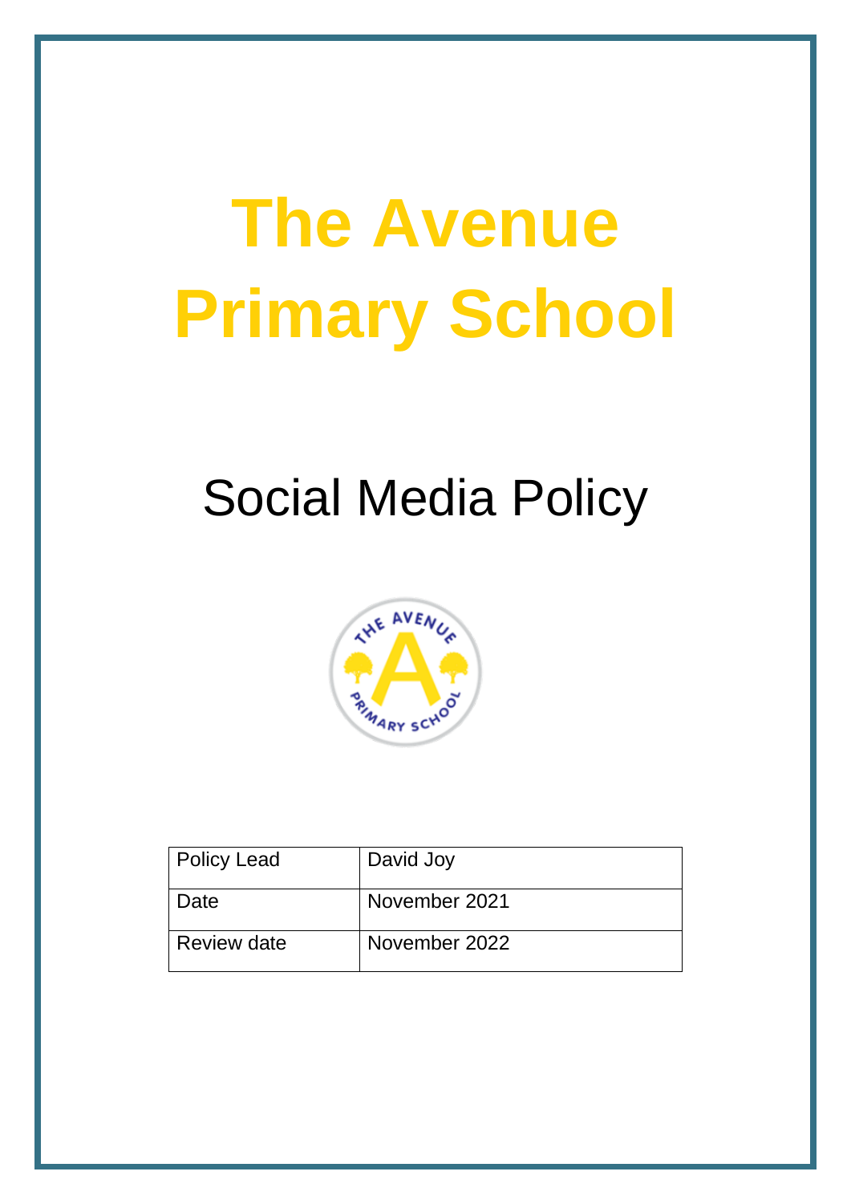# The Avenue Primary School

## Social Media Policy

| Policy Lead | David Joy |
|---|---|
| Date | November 2021 |
| Review date | November 2022 |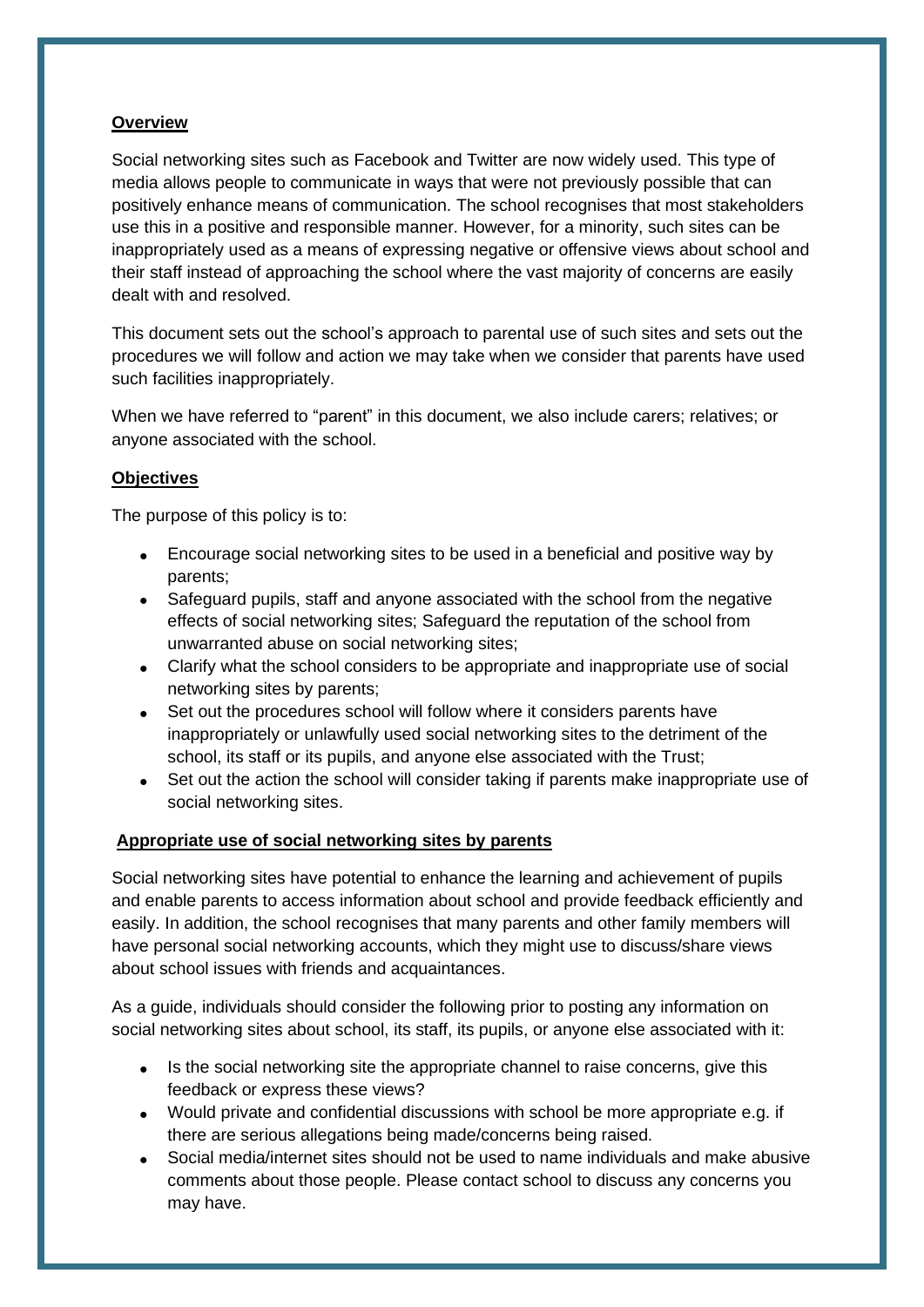**Overview**

Social networking sites such as Facebook and Twitter are now widely used. This type of media allows people to communicate in ways that were not previously possible that can positively enhance means of communication. The school recognises that most stakeholders use this in a positive and responsible manner. However, for a minority, such sites can be inappropriately used as a means of expressing negative or offensive views about school and their staff instead of approaching the school where the vast majority of concerns are easily dealt with and resolved.

This document sets out the school's approach to parental use of such sites and sets out the procedures we will follow and action we may take when we consider that parents have used such facilities inappropriately.

When we have referred to "parent" in this document, we also include carers; relatives; or anyone associated with the school.

**Objectives**

The purpose of this policy is to:

- Encourage social networking sites to be used in a beneficial and positive way by parents;
- Safeguard pupils, staff and anyone associated with the school from the negative effects of social networking sites; Safeguard the reputation of the school from unwarranted abuse on social networking sites;
- Clarify what the school considers to be appropriate and inappropriate use of social networking sites by parents;
- Set out the procedures school will follow where it considers parents have inappropriately or unlawfully used social networking sites to the detriment of the school, its staff or its pupils, and anyone else associated with the Trust;
- Set out the action the school will consider taking if parents make inappropriate use of social networking sites.

**Appropriate use of social networking sites by parents**

Social networking sites have potential to enhance the learning and achievement of pupils and enable parents to access information about school and provide feedback efficiently and easily. In addition, the school recognises that many parents and other family members will have personal social networking accounts, which they might use to discuss/share views about school issues with friends and acquaintances.

As a guide, individuals should consider the following prior to posting any information on social networking sites about school, its staff, its pupils, or anyone else associated with it:

- Is the social networking site the appropriate channel to raise concerns, give this feedback or express these views?
- Would private and confidential discussions with school be more appropriate e.g. if there are serious allegations being made/concerns being raised.
- Social media/internet sites should not be used to name individuals and make abusive comments about those people. Please contact school to discuss any concerns you may have.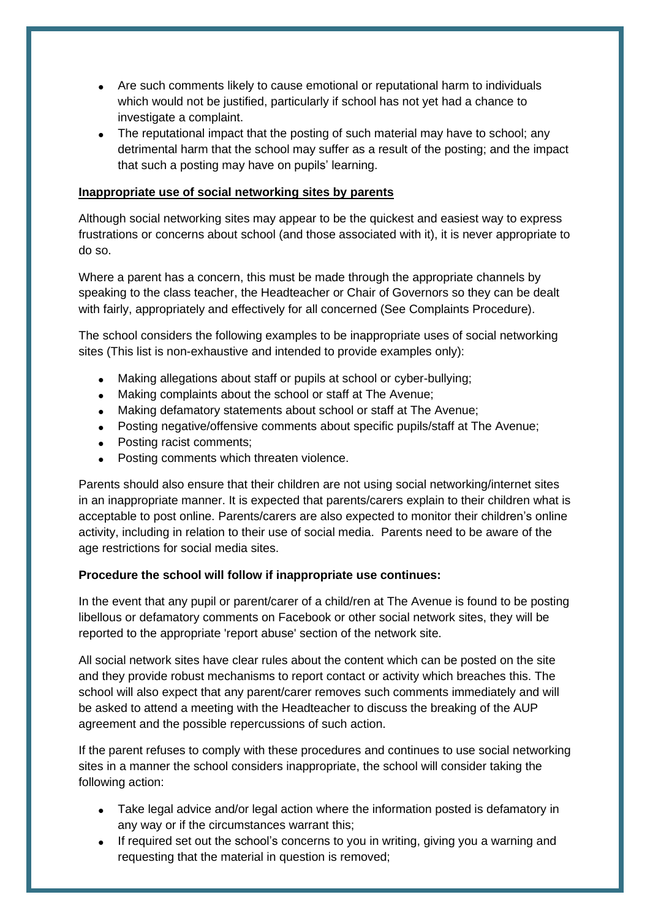- Are such comments likely to cause emotional or reputational harm to individuals which would not be justified, particularly if school has not yet had a chance to investigate a complaint.
- The reputational impact that the posting of such material may have to school; any detrimental harm that the school may suffer as a result of the posting; and the impact that such a posting may have on pupils' learning.

<u>**Inappropriate use of social networking sites by parents**</u>

Although social networking sites may appear to be the quickest and easiest way to express frustrations or concerns about school (and those associated with it), it is never appropriate to do so.

Where a parent has a concern, this must be made through the appropriate channels by speaking to the class teacher, the Headteacher or Chair of Governors so they can be dealt with fairly, appropriately and effectively for all concerned (See Complaints Procedure).

The school considers the following examples to be inappropriate uses of social networking sites (This list is non-exhaustive and intended to provide examples only):

- Making allegations about staff or pupils at school or cyber-bullying;
- Making complaints about the school or staff at The Avenue;
- Making defamatory statements about school or staff at The Avenue;
- Posting negative/offensive comments about specific pupils/staff at The Avenue;
- Posting racist comments;
- Posting comments which threaten violence.

Parents should also ensure that their children are not using social networking/internet sites in an inappropriate manner. It is expected that parents/carers explain to their children what is acceptable to post online. Parents/carers are also expected to monitor their children's online activity, including in relation to their use of social media. Parents need to be aware of the age restrictions for social media sites.

**Procedure the school will follow if inappropriate use continues:**

In the event that any pupil or parent/carer of a child/ren at The Avenue is found to be posting libellous or defamatory comments on Facebook or other social network sites, they will be reported to the appropriate 'report abuse' section of the network site.

All social network sites have clear rules about the content which can be posted on the site and they provide robust mechanisms to report contact or activity which breaches this. The school will also expect that any parent/carer removes such comments immediately and will be asked to attend a meeting with the Headteacher to discuss the breaking of the AUP agreement and the possible repercussions of such action.

If the parent refuses to comply with these procedures and continues to use social networking sites in a manner the school considers inappropriate, the school will consider taking the following action:

- Take legal advice and/or legal action where the information posted is defamatory in any way or if the circumstances warrant this;
- If required set out the school's concerns to you in writing, giving you a warning and requesting that the material in question is removed;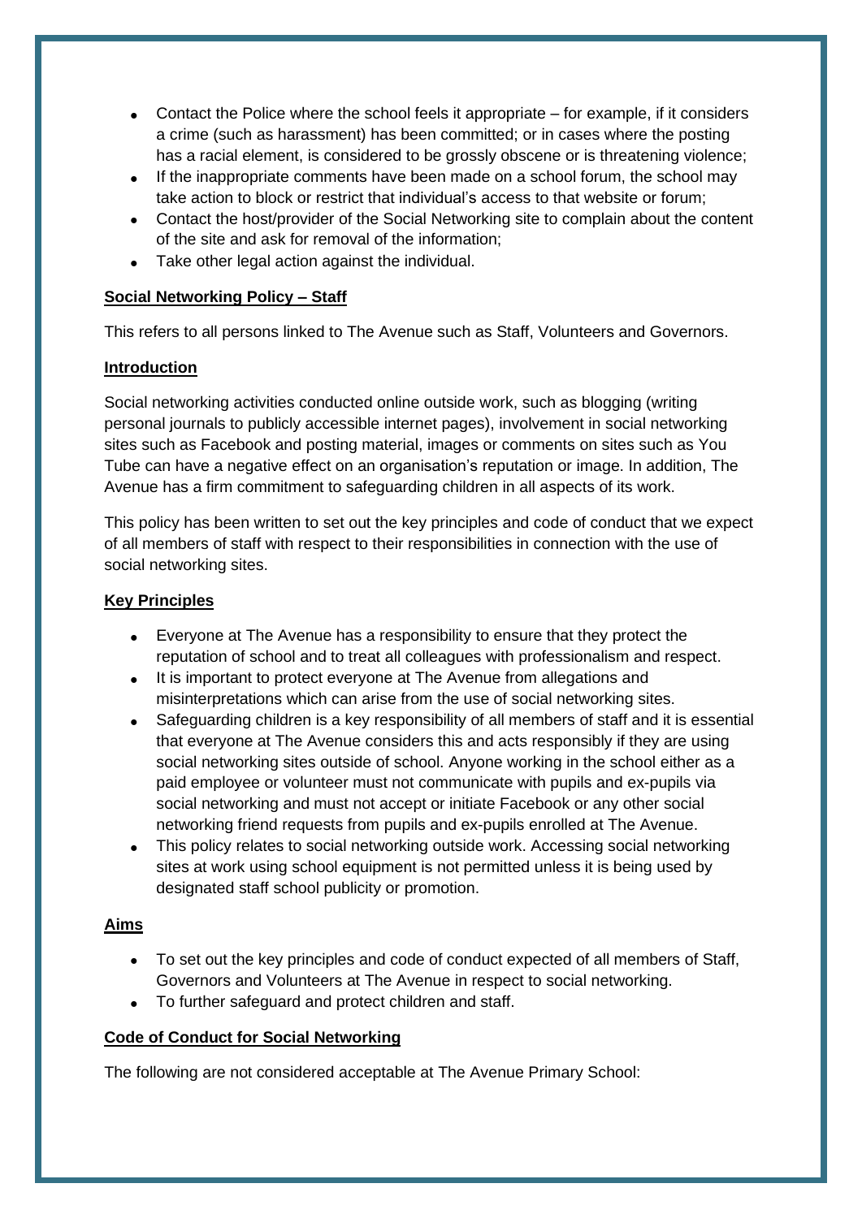- Contact the Police where the school feels it appropriate – for example, if it considers a crime (such as harassment) has been committed; or in cases where the posting has a racial element, is considered to be grossly obscene or is threatening violence;
- If the inappropriate comments have been made on a school forum, the school may take action to block or restrict that individual's access to that website or forum;
- Contact the host/provider of the Social Networking site to complain about the content of the site and ask for removal of the information;
- Take other legal action against the individual.

**Social Networking Policy – Staff**

This refers to all persons linked to The Avenue such as Staff, Volunteers and Governors.

**Introduction**

Social networking activities conducted online outside work, such as blogging (writing personal journals to publicly accessible internet pages), involvement in social networking sites such as Facebook and posting material, images or comments on sites such as You Tube can have a negative effect on an organisation's reputation or image. In addition, The Avenue has a firm commitment to safeguarding children in all aspects of its work.

This policy has been written to set out the key principles and code of conduct that we expect of all members of staff with respect to their responsibilities in connection with the use of social networking sites.

**Key Principles**

- Everyone at The Avenue has a responsibility to ensure that they protect the reputation of school and to treat all colleagues with professionalism and respect.
- It is important to protect everyone at The Avenue from allegations and misinterpretations which can arise from the use of social networking sites.
- Safeguarding children is a key responsibility of all members of staff and it is essential that everyone at The Avenue considers this and acts responsibly if they are using social networking sites outside of school. Anyone working in the school either as a paid employee or volunteer must not communicate with pupils and ex-pupils via social networking and must not accept or initiate Facebook or any other social networking friend requests from pupils and ex-pupils enrolled at The Avenue.
- This policy relates to social networking outside work. Accessing social networking sites at work using school equipment is not permitted unless it is being used by designated staff school publicity or promotion.

**Aims**

- To set out the key principles and code of conduct expected of all members of Staff, Governors and Volunteers at The Avenue in respect to social networking.
- To further safeguard and protect children and staff.

**Code of Conduct for Social Networking**

The following are not considered acceptable at The Avenue Primary School: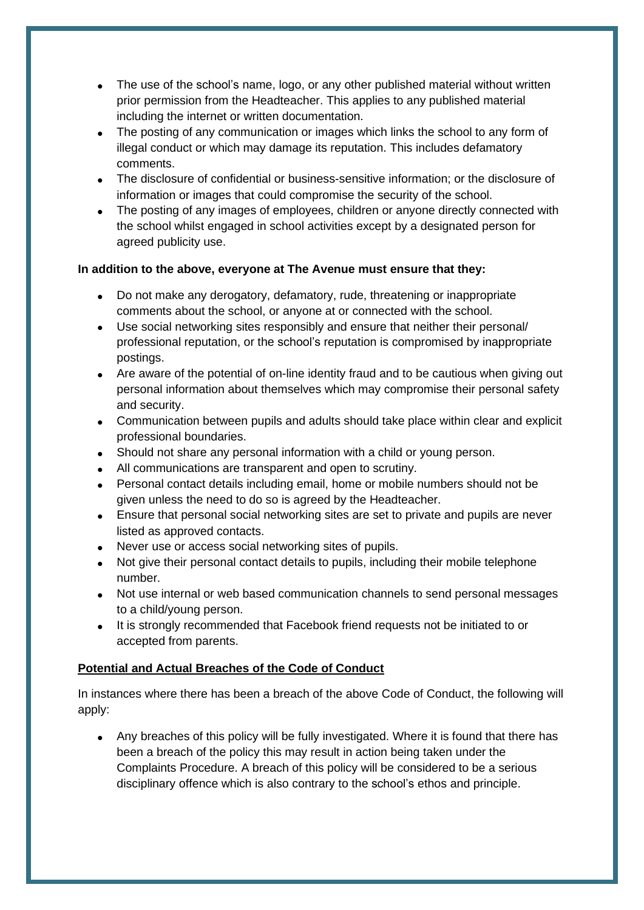- The use of the school's name, logo, or any other published material without written prior permission from the Headteacher. This applies to any published material including the internet or written documentation.
- The posting of any communication or images which links the school to any form of illegal conduct or which may damage its reputation. This includes defamatory comments.
- The disclosure of confidential or business-sensitive information; or the disclosure of information or images that could compromise the security of the school.
- The posting of any images of employees, children or anyone directly connected with the school whilst engaged in school activities except by a designated person for agreed publicity use.

**In addition to the above, everyone at The Avenue must ensure that they:**

- Do not make any derogatory, defamatory, rude, threatening or inappropriate comments about the school, or anyone at or connected with the school.
- Use social networking sites responsibly and ensure that neither their personal/ professional reputation, or the school's reputation is compromised by inappropriate postings.
- Are aware of the potential of on-line identity fraud and to be cautious when giving out personal information about themselves which may compromise their personal safety and security.
- Communication between pupils and adults should take place within clear and explicit professional boundaries.
- Should not share any personal information with a child or young person.
- All communications are transparent and open to scrutiny.
- Personal contact details including email, home or mobile numbers should not be given unless the need to do so is agreed by the Headteacher.
- Ensure that personal social networking sites are set to private and pupils are never listed as approved contacts.
- Never use or access social networking sites of pupils.
- Not give their personal contact details to pupils, including their mobile telephone number.
- Not use internal or web based communication channels to send personal messages to a child/young person.
- It is strongly recommended that Facebook friend requests not be initiated to or accepted from parents.

**Potential and Actual Breaches of the Code of Conduct**

In instances where there has been a breach of the above Code of Conduct, the following will apply:

- Any breaches of this policy will be fully investigated. Where it is found that there has been a breach of the policy this may result in action being taken under the Complaints Procedure. A breach of this policy will be considered to be a serious disciplinary offence which is also contrary to the school's ethos and principle.